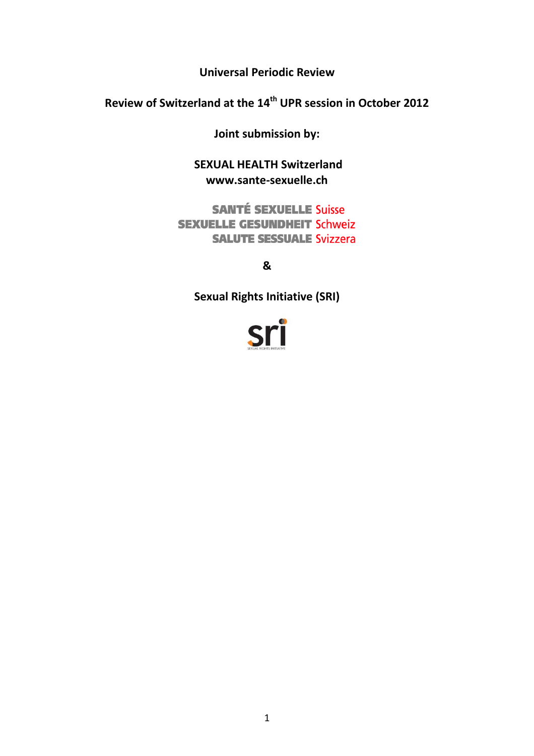**Universal Periodic Review**

**Review of Switzerland at the 14th UPR session in October 2012**

**Joint submission by:**

**SEXUAL HEALTH Switzerland**
**www.sante-sexuelle.ch**

SANTÉ SEXUELLE Suisse
SEXUELLE GESUNDHEIT Schweiz
SALUTE SESSUALE Svizzera

**&**

**Sexual Rights Initiative (SRI)**

sri
SEXUAL RIGHTS INITIATIVE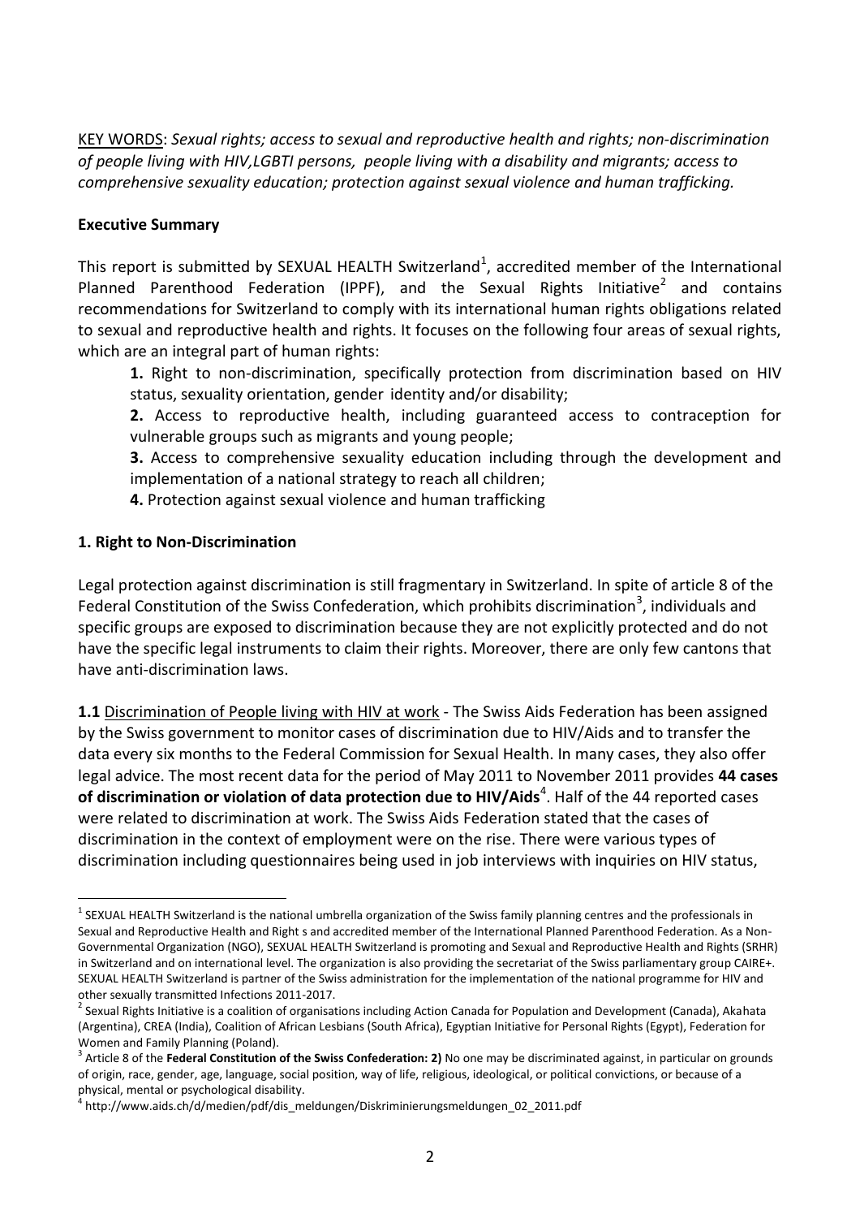<u>KEY WORDS</u>: *Sexual rights; access to sexual and reproductive health and rights; non-discrimination of people living with HIV,LGBTI persons, people living with a disability and migrants; access to comprehensive sexuality education; protection against sexual violence and human trafficking.*

**Executive Summary**

This report is submitted by SEXUAL HEALTH Switzerland[1], accredited member of the International Planned Parenthood Federation (IPPF), and the Sexual Rights Initiative[2] and contains recommendations for Switzerland to comply with its international human rights obligations related to sexual and reproductive health and rights. It focuses on the following four areas of sexual rights, which are an integral part of human rights:

**1.** Right to non-discrimination, specifically protection from discrimination based on HIV status, sexuality orientation, gender identity and/or disability;

**2.** Access to reproductive health, including guaranteed access to contraception for vulnerable groups such as migrants and young people;

**3.** Access to comprehensive sexuality education including through the development and implementation of a national strategy to reach all children;

**4.** Protection against sexual violence and human trafficking

**1. Right to Non-Discrimination**

Legal protection against discrimination is still fragmentary in Switzerland. In spite of article 8 of the Federal Constitution of the Swiss Confederation, which prohibits discrimination[3], individuals and specific groups are exposed to discrimination because they are not explicitly protected and do not have the specific legal instruments to claim their rights. Moreover, there are only few cantons that have anti-discrimination laws.

**1.1** <u>Discrimination of People living with HIV at work</u> - The Swiss Aids Federation has been assigned by the Swiss government to monitor cases of discrimination due to HIV/Aids and to transfer the data every six months to the Federal Commission for Sexual Health. In many cases, they also offer legal advice. The most recent data for the period of May 2011 to November 2011 provides **44 cases of discrimination or violation of data protection due to HIV/Aids**[4]. Half of the 44 reported cases were related to discrimination at work. The Swiss Aids Federation stated that the cases of discrimination in the context of employment were on the rise. There were various types of discrimination including questionnaires being used in job interviews with inquiries on HIV status,

---

[1] SEXUAL HEALTH Switzerland is the national umbrella organization of the Swiss family planning centres and the professionals in Sexual and Reproductive Health and Right s and accredited member of the International Planned Parenthood Federation. As a Non-Governmental Organization (NGO), SEXUAL HEALTH Switzerland is promoting and Sexual and Reproductive Health and Rights (SRHR) in Switzerland and on international level. The organization is also providing the secretariat of the Swiss parliamentary group CAIRE+. SEXUAL HEALTH Switzerland is partner of the Swiss administration for the implementation of the national programme for HIV and other sexually transmitted Infections 2011-2017.

[2] Sexual Rights Initiative is a coalition of organisations including Action Canada for Population and Development (Canada), Akahata (Argentina), CREA (India), Coalition of African Lesbians (South Africa), Egyptian Initiative for Personal Rights (Egypt), Federation for Women and Family Planning (Poland).

[3] Article 8 of the **Federal Constitution of the Swiss Confederation: 2)** No one may be discriminated against, in particular on grounds of origin, race, gender, age, language, social position, way of life, religious, ideological, or political convictions, or because of a physical, mental or psychological disability.

[4] http://www.aids.ch/d/medien/pdf/dis_meldungen/Diskriminierungsmeldungen_02_2011.pdf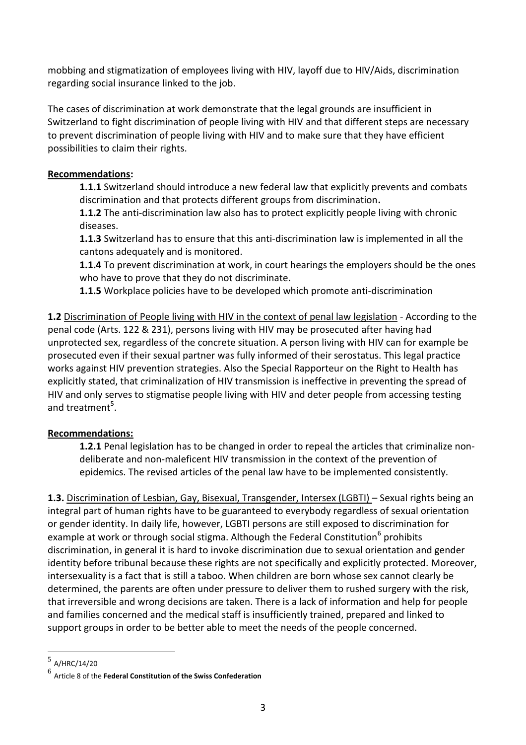mobbing and stigmatization of employees living with HIV, layoff due to HIV/Aids, discrimination regarding social insurance linked to the job.

The cases of discrimination at work demonstrate that the legal grounds are insufficient in Switzerland to fight discrimination of people living with HIV and that different steps are necessary to prevent discrimination of people living with HIV and to make sure that they have efficient possibilities to claim their rights.

**Recommendations:**

**1.1.1** Switzerland should introduce a new federal law that explicitly prevents and combats discrimination and that protects different groups from discrimination**.**

**1.1.2** The anti-discrimination law also has to protect explicitly people living with chronic diseases.

**1.1.3** Switzerland has to ensure that this anti-discrimination law is implemented in all the cantons adequately and is monitored.

**1.1.4** To prevent discrimination at work, in court hearings the employers should be the ones who have to prove that they do not discriminate.

**1.1.5** Workplace policies have to be developed which promote anti-discrimination

**1.2** Discrimination of People living with HIV in the context of penal law legislation - According to the penal code (Arts. 122 & 231), persons living with HIV may be prosecuted after having had unprotected sex, regardless of the concrete situation. A person living with HIV can for example be prosecuted even if their sexual partner was fully informed of their serostatus. This legal practice works against HIV prevention strategies. Also the Special Rapporteur on the Right to Health has explicitly stated, that criminalization of HIV transmission is ineffective in preventing the spread of HIV and only serves to stigmatise people living with HIV and deter people from accessing testing and treatment[5].

**Recommendations:**

**1.2.1** Penal legislation has to be changed in order to repeal the articles that criminalize non-deliberate and non-maleficent HIV transmission in the context of the prevention of epidemics. The revised articles of the penal law have to be implemented consistently.

**1.3.** Discrimination of Lesbian, Gay, Bisexual, Transgender, Intersex (LGBTI) – Sexual rights being an integral part of human rights have to be guaranteed to everybody regardless of sexual orientation or gender identity. In daily life, however, LGBTI persons are still exposed to discrimination for example at work or through social stigma. Although the Federal Constitution[6] prohibits discrimination, in general it is hard to invoke discrimination due to sexual orientation and gender identity before tribunal because these rights are not specifically and explicitly protected. Moreover, intersexuality is a fact that is still a taboo. When children are born whose sex cannot clearly be determined, the parents are often under pressure to deliver them to rushed surgery with the risk, that irreversible and wrong decisions are taken. There is a lack of information and help for people and families concerned and the medical staff is insufficiently trained, prepared and linked to support groups in order to be better able to meet the needs of the people concerned.

---

[5] A/HRC/14/20

[6] Article 8 of the **Federal Constitution of the Swiss Confederation**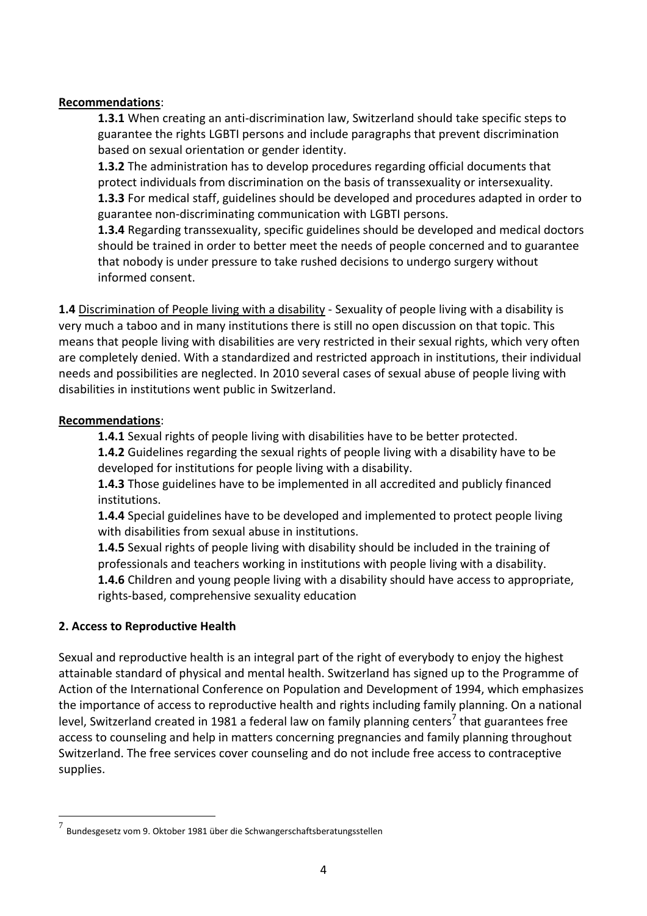**Recommendations**:

**1.3.1** When creating an anti-discrimination law, Switzerland should take specific steps to guarantee the rights LGBTI persons and include paragraphs that prevent discrimination based on sexual orientation or gender identity.

**1.3.2** The administration has to develop procedures regarding official documents that protect individuals from discrimination on the basis of transsexuality or intersexuality.

**1.3.3** For medical staff, guidelines should be developed and procedures adapted in order to guarantee non-discriminating communication with LGBTI persons.

**1.3.4** Regarding transsexuality, specific guidelines should be developed and medical doctors should be trained in order to better meet the needs of people concerned and to guarantee that nobody is under pressure to take rushed decisions to undergo surgery without informed consent.

**1.4** Discrimination of People living with a disability - Sexuality of people living with a disability is very much a taboo and in many institutions there is still no open discussion on that topic. This means that people living with disabilities are very restricted in their sexual rights, which very often are completely denied. With a standardized and restricted approach in institutions, their individual needs and possibilities are neglected. In 2010 several cases of sexual abuse of people living with disabilities in institutions went public in Switzerland.

**Recommendations**:

**1.4.1** Sexual rights of people living with disabilities have to be better protected.

**1.4.2** Guidelines regarding the sexual rights of people living with a disability have to be developed for institutions for people living with a disability.

**1.4.3** Those guidelines have to be implemented in all accredited and publicly financed institutions.

**1.4.4** Special guidelines have to be developed and implemented to protect people living with disabilities from sexual abuse in institutions.

**1.4.5** Sexual rights of people living with disability should be included in the training of professionals and teachers working in institutions with people living with a disability.

**1.4.6** Children and young people living with a disability should have access to appropriate, rights-based, comprehensive sexuality education

## 2. Access to Reproductive Health

Sexual and reproductive health is an integral part of the right of everybody to enjoy the highest attainable standard of physical and mental health. Switzerland has signed up to the Programme of Action of the International Conference on Population and Development of 1994, which emphasizes the importance of access to reproductive health and rights including family planning. On a national level, Switzerland created in 1981 a federal law on family planning centers[7] that guarantees free access to counseling and help in matters concerning pregnancies and family planning throughout Switzerland. The free services cover counseling and do not include free access to contraceptive supplies.

[7] Bundesgesetz vom 9. Oktober 1981 über die Schwangerschaftsberatungsstellen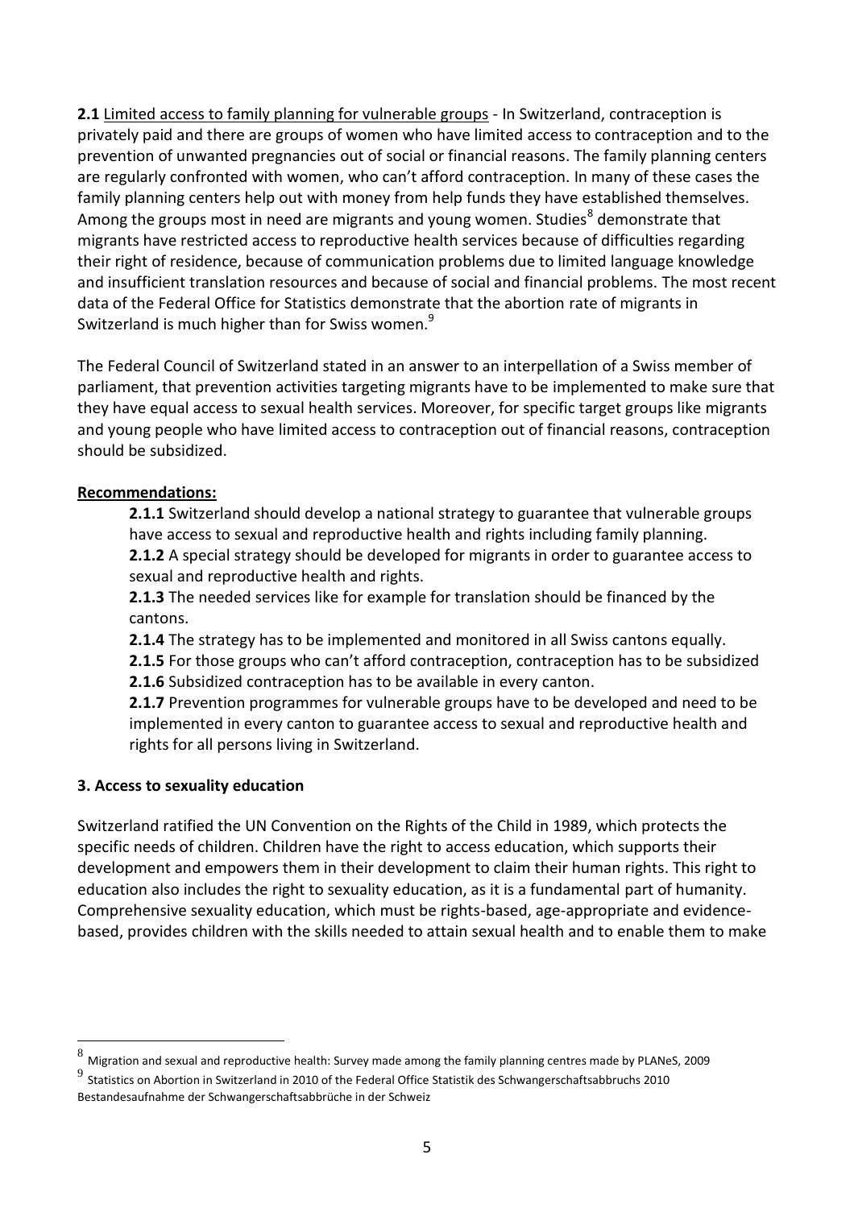**2.1** Limited access to family planning for vulnerable groups - In Switzerland, contraception is privately paid and there are groups of women who have limited access to contraception and to the prevention of unwanted pregnancies out of social or financial reasons. The family planning centers are regularly confronted with women, who can't afford contraception. In many of these cases the family planning centers help out with money from help funds they have established themselves. Among the groups most in need are migrants and young women. Studies[8] demonstrate that migrants have restricted access to reproductive health services because of difficulties regarding their right of residence, because of communication problems due to limited language knowledge and insufficient translation resources and because of social and financial problems. The most recent data of the Federal Office for Statistics demonstrate that the abortion rate of migrants in Switzerland is much higher than for Swiss women.[9]

The Federal Council of Switzerland stated in an answer to an interpellation of a Swiss member of parliament, that prevention activities targeting migrants have to be implemented to make sure that they have equal access to sexual health services. Moreover, for specific target groups like migrants and young people who have limited access to contraception out of financial reasons, contraception should be subsidized.

**Recommendations:**

- **2.1.1** Switzerland should develop a national strategy to guarantee that vulnerable groups have access to sexual and reproductive health and rights including family planning.
- **2.1.2** A special strategy should be developed for migrants in order to guarantee access to sexual and reproductive health and rights.
- **2.1.3** The needed services like for example for translation should be financed by the cantons.
- **2.1.4** The strategy has to be implemented and monitored in all Swiss cantons equally.
- **2.1.5** For those groups who can't afford contraception, contraception has to be subsidized
- **2.1.6** Subsidized contraception has to be available in every canton.
- **2.1.7** Prevention programmes for vulnerable groups have to be developed and need to be implemented in every canton to guarantee access to sexual and reproductive health and rights for all persons living in Switzerland.

### 3. Access to sexuality education

Switzerland ratified the UN Convention on the Rights of the Child in 1989, which protects the specific needs of children. Children have the right to access education, which supports their development and empowers them in their development to claim their human rights. This right to education also includes the right to sexuality education, as it is a fundamental part of humanity. Comprehensive sexuality education, which must be rights-based, age-appropriate and evidence-based, provides children with the skills needed to attain sexual health and to enable them to make

---

[8] Migration and sexual and reproductive health: Survey made among the family planning centres made by PLANeS, 2009

[9] Statistics on Abortion in Switzerland in 2010 of the Federal Office Statistik des Schwangerschaftsabbruchs 2010 Bestandesaufnahme der Schwangerschaftsabbrüche in der Schweiz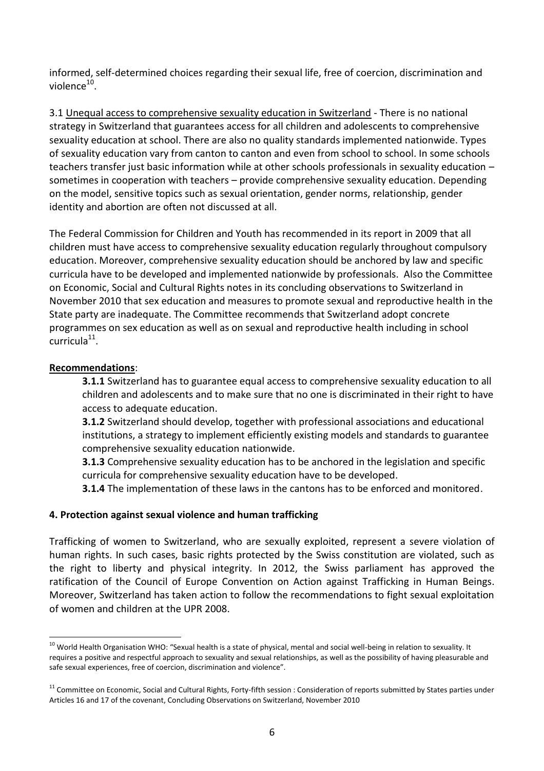informed, self-determined choices regarding their sexual life, free of coercion, discrimination and violence[10].

3.1 Unequal access to comprehensive sexuality education in Switzerland - There is no national strategy in Switzerland that guarantees access for all children and adolescents to comprehensive sexuality education at school. There are also no quality standards implemented nationwide. Types of sexuality education vary from canton to canton and even from school to school. In some schools teachers transfer just basic information while at other schools professionals in sexuality education – sometimes in cooperation with teachers – provide comprehensive sexuality education. Depending on the model, sensitive topics such as sexual orientation, gender norms, relationship, gender identity and abortion are often not discussed at all.

The Federal Commission for Children and Youth has recommended in its report in 2009 that all children must have access to comprehensive sexuality education regularly throughout compulsory education. Moreover, comprehensive sexuality education should be anchored by law and specific curricula have to be developed and implemented nationwide by professionals. Also the Committee on Economic, Social and Cultural Rights notes in its concluding observations to Switzerland in November 2010 that sex education and measures to promote sexual and reproductive health in the State party are inadequate. The Committee recommends that Switzerland adopt concrete programmes on sex education as well as on sexual and reproductive health including in school curricula[11].

**Recommendations**:

**3.1.1** Switzerland has to guarantee equal access to comprehensive sexuality education to all children and adolescents and to make sure that no one is discriminated in their right to have access to adequate education.

**3.1.2** Switzerland should develop, together with professional associations and educational institutions, a strategy to implement efficiently existing models and standards to guarantee comprehensive sexuality education nationwide.

**3.1.3** Comprehensive sexuality education has to be anchored in the legislation and specific curricula for comprehensive sexuality education have to be developed.

**3.1.4** The implementation of these laws in the cantons has to be enforced and monitored.

## 4. Protection against sexual violence and human trafficking

Trafficking of women to Switzerland, who are sexually exploited, represent a severe violation of human rights. In such cases, basic rights protected by the Swiss constitution are violated, such as the right to liberty and physical integrity. In 2012, the Swiss parliament has approved the ratification of the Council of Europe Convention on Action against Trafficking in Human Beings. Moreover, Switzerland has taken action to follow the recommendations to fight sexual exploitation of women and children at the UPR 2008.

---

[10] World Health Organisation WHO: "Sexual health is a state of physical, mental and social well-being in relation to sexuality. It requires a positive and respectful approach to sexuality and sexual relationships, as well as the possibility of having pleasurable and safe sexual experiences, free of coercion, discrimination and violence".

[11] Committee on Economic, Social and Cultural Rights, Forty-fifth session : Consideration of reports submitted by States parties under Articles 16 and 17 of the covenant, Concluding Observations on Switzerland, November 2010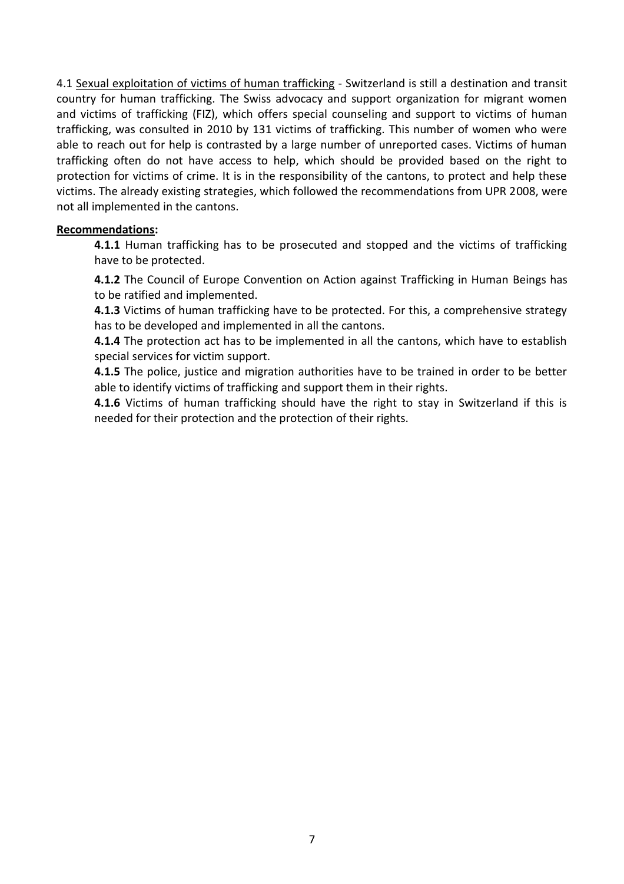4.1 Sexual exploitation of victims of human trafficking - Switzerland is still a destination and transit country for human trafficking. The Swiss advocacy and support organization for migrant women and victims of trafficking (FIZ), which offers special counseling and support to victims of human trafficking, was consulted in 2010 by 131 victims of trafficking. This number of women who were able to reach out for help is contrasted by a large number of unreported cases. Victims of human trafficking often do not have access to help, which should be provided based on the right to protection for victims of crime. It is in the responsibility of the cantons, to protect and help these victims. The already existing strategies, which followed the recommendations from UPR 2008, were not all implemented in the cantons.

**Recommendations:**

**4.1.1** Human trafficking has to be prosecuted and stopped and the victims of trafficking have to be protected.

**4.1.2** The Council of Europe Convention on Action against Trafficking in Human Beings has to be ratified and implemented.

**4.1.3** Victims of human trafficking have to be protected. For this, a comprehensive strategy has to be developed and implemented in all the cantons.

**4.1.4** The protection act has to be implemented in all the cantons, which have to establish special services for victim support.

**4.1.5** The police, justice and migration authorities have to be trained in order to be better able to identify victims of trafficking and support them in their rights.

**4.1.6** Victims of human trafficking should have the right to stay in Switzerland if this is needed for their protection and the protection of their rights.